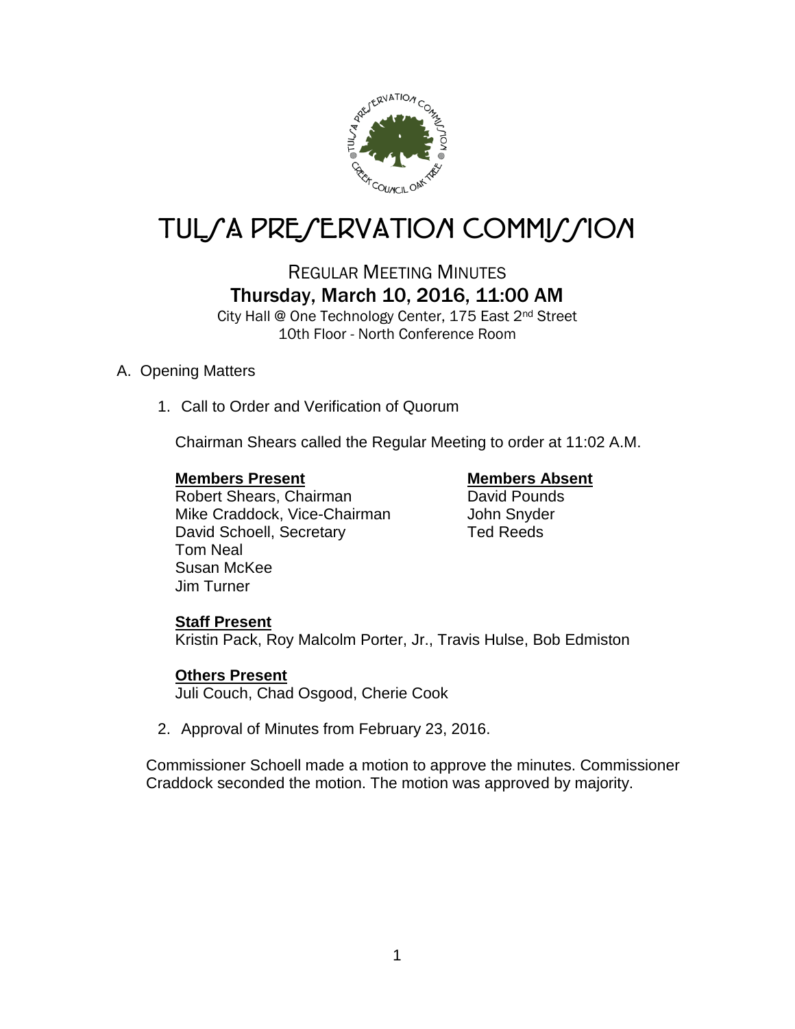# TULSA PRESERVATION COMMISSION

## REGULAR MEETING MINUTES

### Thursday, March 10, 2016, 11:00 AM

City Hall @ One Technology Center, 175 East 2nd Street
10th Floor - North Conference Room

A. Opening Matters

1. Call to Order and Verification of Quorum

   Chairman Shears called the Regular Meeting to order at 11:02 A.M.

   **Members Present**
   Robert Shears, Chairman
   Mike Craddock, Vice-Chairman
   David Schoell, Secretary
   Tom Neal
   Susan McKee
   Jim Turner

   **Members Absent**
   David Pounds
   John Snyder
   Ted Reeds

   **Staff Present**
   Kristin Pack, Roy Malcolm Porter, Jr., Travis Hulse, Bob Edmiston

   **Others Present**
   Juli Couch, Chad Osgood, Cherie Cook

2. Approval of Minutes from February 23, 2016.

Commissioner Schoell made a motion to approve the minutes. Commissioner Craddock seconded the motion. The motion was approved by majority.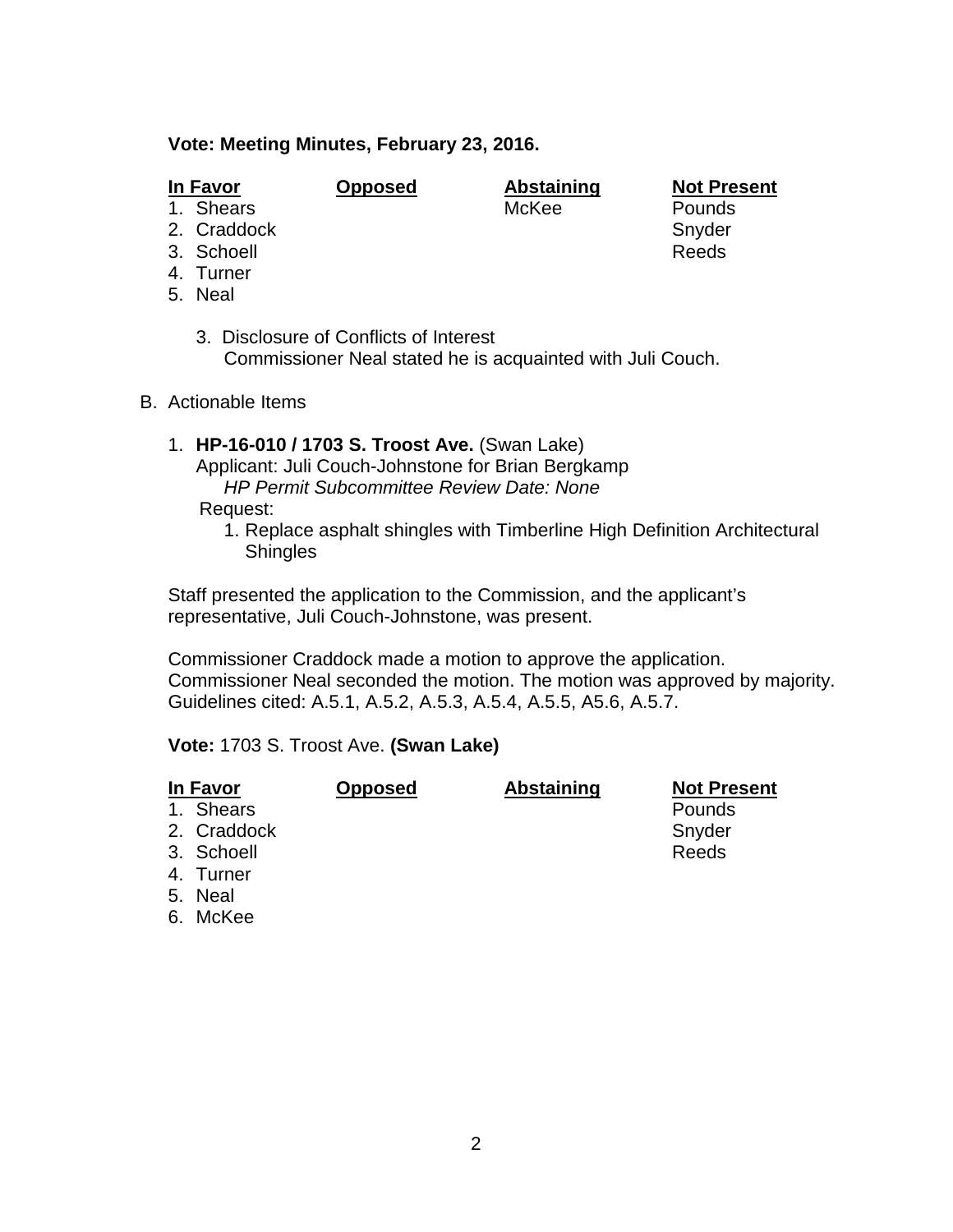**Vote: Meeting Minutes, February 23, 2016.**

| In Favor | Opposed | Abstaining | Not Present |
|---|---|---|---|
| 1. Shears | | McKee | Pounds |
| 2. Craddock | | | Snyder |
| 3. Schoell | | | Reeds |
| 4. Turner | | | |
| 5. Neal | | | |

3. Disclosure of Conflicts of Interest
   Commissioner Neal stated he is acquainted with Juli Couch.

B. Actionable Items

1. **HP-16-010 / 1703 S. Troost Ave.** (Swan Lake)
   Applicant: Juli Couch-Johnstone for Brian Bergkamp
   *HP Permit Subcommittee Review Date: None*
   Request:
   1. Replace asphalt shingles with Timberline High Definition Architectural Shingles

Staff presented the application to the Commission, and the applicant's representative, Juli Couch-Johnstone, was present.

Commissioner Craddock made a motion to approve the application. Commissioner Neal seconded the motion. The motion was approved by majority. Guidelines cited: A.5.1, A.5.2, A.5.3, A.5.4, A.5.5, A5.6, A.5.7.

**Vote:** 1703 S. Troost Ave. **(Swan Lake)**

| In Favor | Opposed | Abstaining | Not Present |
|---|---|---|---|
| 1. Shears | | | Pounds |
| 2. Craddock | | | Snyder |
| 3. Schoell | | | Reeds |
| 4. Turner | | | |
| 5. Neal | | | |
| 6. McKee | | | |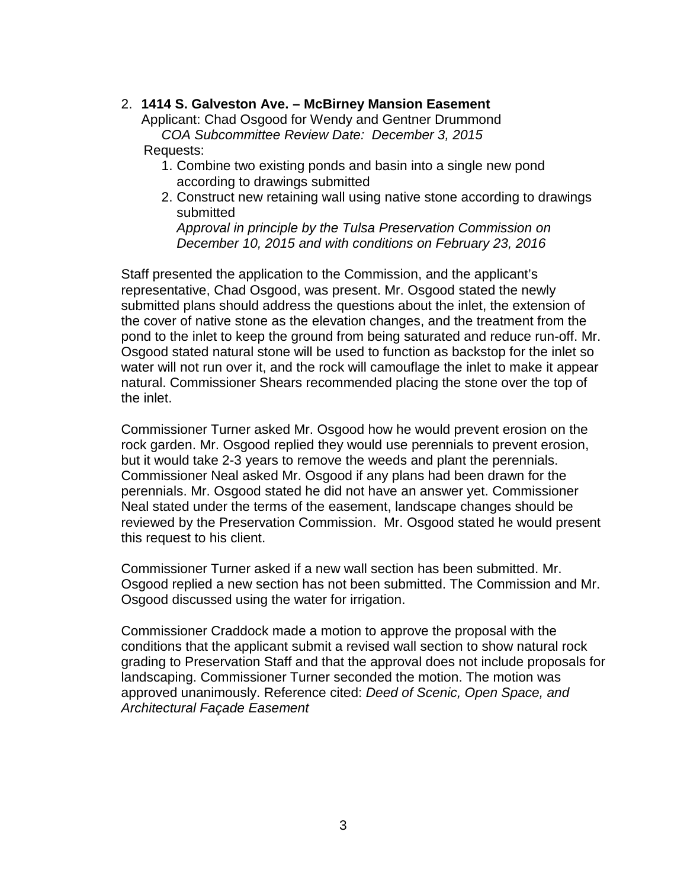2. **1414 S. Galveston Ave. – McBirney Mansion Easement**
   Applicant: Chad Osgood for Wendy and Gentner Drummond
   *COA Subcommittee Review Date: December 3, 2015*
   Requests:
   1. Combine two existing ponds and basin into a single new pond according to drawings submitted
   2. Construct new retaining wall using native stone according to drawings submitted
      *Approval in principle by the Tulsa Preservation Commission on December 10, 2015 and with conditions on February 23, 2016*

Staff presented the application to the Commission, and the applicant's representative, Chad Osgood, was present. Mr. Osgood stated the newly submitted plans should address the questions about the inlet, the extension of the cover of native stone as the elevation changes, and the treatment from the pond to the inlet to keep the ground from being saturated and reduce run-off. Mr. Osgood stated natural stone will be used to function as backstop for the inlet so water will not run over it, and the rock will camouflage the inlet to make it appear natural. Commissioner Shears recommended placing the stone over the top of the inlet.

Commissioner Turner asked Mr. Osgood how he would prevent erosion on the rock garden. Mr. Osgood replied they would use perennials to prevent erosion, but it would take 2-3 years to remove the weeds and plant the perennials. Commissioner Neal asked Mr. Osgood if any plans had been drawn for the perennials. Mr. Osgood stated he did not have an answer yet. Commissioner Neal stated under the terms of the easement, landscape changes should be reviewed by the Preservation Commission. Mr. Osgood stated he would present this request to his client.

Commissioner Turner asked if a new wall section has been submitted. Mr. Osgood replied a new section has not been submitted. The Commission and Mr. Osgood discussed using the water for irrigation.

Commissioner Craddock made a motion to approve the proposal with the conditions that the applicant submit a revised wall section to show natural rock grading to Preservation Staff and that the approval does not include proposals for landscaping. Commissioner Turner seconded the motion. The motion was approved unanimously. Reference cited: *Deed of Scenic, Open Space, and Architectural Façade Easement*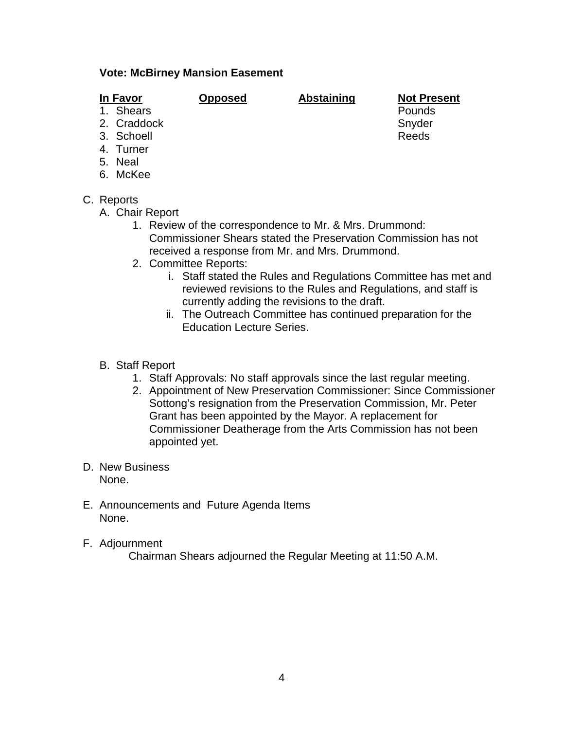**Vote: McBirney Mansion Easement**

| In Favor | Opposed | Abstaining | Not Present |
|---|---|---|---|
| 1. Shears | | | Pounds |
| 2. Craddock | | | Snyder |
| 3. Schoell | | | Reeds |
| 4. Turner | | | |
| 5. Neal | | | |
| 6. McKee | | | |

C. Reports
   A. Chair Report
      1. Review of the correspondence to Mr. & Mrs. Drummond: Commissioner Shears stated the Preservation Commission has not received a response from Mr. and Mrs. Drummond.
      2. Committee Reports:
         i. Staff stated the Rules and Regulations Committee has met and reviewed revisions to the Rules and Regulations, and staff is currently adding the revisions to the draft.
         ii. The Outreach Committee has continued preparation for the Education Lecture Series.

   B. Staff Report
      1. Staff Approvals: No staff approvals since the last regular meeting.
      2. Appointment of New Preservation Commissioner: Since Commissioner Sottong's resignation from the Preservation Commission, Mr. Peter Grant has been appointed by the Mayor. A replacement for Commissioner Deatherage from the Arts Commission has not been appointed yet.

D. New Business
   None.

E. Announcements and Future Agenda Items
   None.

F. Adjournment
   Chairman Shears adjourned the Regular Meeting at 11:50 A.M.